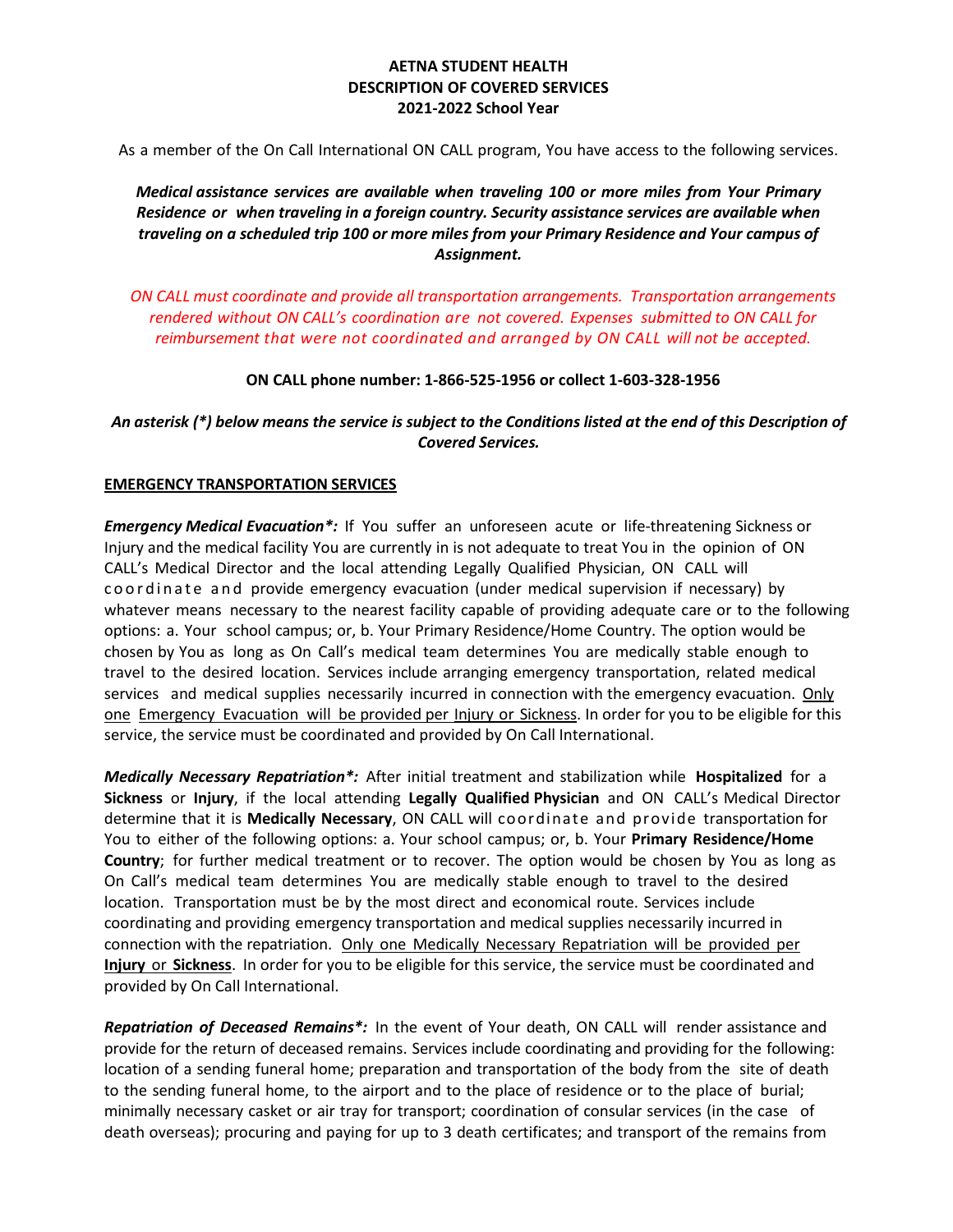**AETNA STUDENT HEALTH**
**DESCRIPTION OF COVERED SERVICES**
**2021-2022 School Year**

As a member of the On Call International ON CALL program, You have access to the following services.

***Medical assistance services are available when traveling 100 or more miles from Your Primary Residence or when traveling in a foreign country. Security assistance services are available when traveling on a scheduled trip 100 or more miles from your Primary Residence and Your campus of Assignment.***

*ON CALL must coordinate and provide all transportation arrangements. Transportation arrangements rendered without ON CALL's coordination are not covered. Expenses submitted to ON CALL for reimbursement that were not coordinated and arranged by ON CALL will not be accepted.*

**ON CALL phone number: 1-866-525-1956 or collect 1-603-328-1956**

***An asterisk (*) below means the service is subject to the Conditions listed at the end of this Description of Covered Services.***

## EMERGENCY TRANSPORTATION SERVICES

***Emergency Medical Evacuation*:*** If You suffer an unforeseen acute or life-threatening Sickness or Injury and the medical facility You are currently in is not adequate to treat You in the opinion of ON CALL's Medical Director and the local attending Legally Qualified Physician, ON CALL will coordinate and provide emergency evacuation (under medical supervision if necessary) by whatever means necessary to the nearest facility capable of providing adequate care or to the following options: a. Your school campus; or, b. Your Primary Residence/Home Country. The option would be chosen by You as long as On Call's medical team determines You are medically stable enough to travel to the desired location. Services include arranging emergency transportation, related medical services and medical supplies necessarily incurred in connection with the emergency evacuation. Only one Emergency Evacuation will be provided per Injury or Sickness. In order for you to be eligible for this service, the service must be coordinated and provided by On Call International.

***Medically Necessary Repatriation*:*** After initial treatment and stabilization while **Hospitalized** for a **Sickness** or **Injury**, if the local attending **Legally Qualified Physician** and ON CALL's Medical Director determine that it is **Medically Necessary**, ON CALL will coordinate and provide transportation for You to either of the following options: a. Your school campus; or, b. Your **Primary Residence/Home Country**; for further medical treatment or to recover. The option would be chosen by You as long as On Call's medical team determines You are medically stable enough to travel to the desired location. Transportation must be by the most direct and economical route. Services include coordinating and providing emergency transportation and medical supplies necessarily incurred in connection with the repatriation. Only one Medically Necessary Repatriation will be provided per **Injury** or **Sickness**. In order for you to be eligible for this service, the service must be coordinated and provided by On Call International.

***Repatriation of Deceased Remains*:*** In the event of Your death, ON CALL will render assistance and provide for the return of deceased remains. Services include coordinating and providing for the following: location of a sending funeral home; preparation and transportation of the body from the site of death to the sending funeral home, to the airport and to the place of residence or to the place of burial; minimally necessary casket or air tray for transport; coordination of consular services (in the case of death overseas); procuring and paying for up to 3 death certificates; and transport of the remains from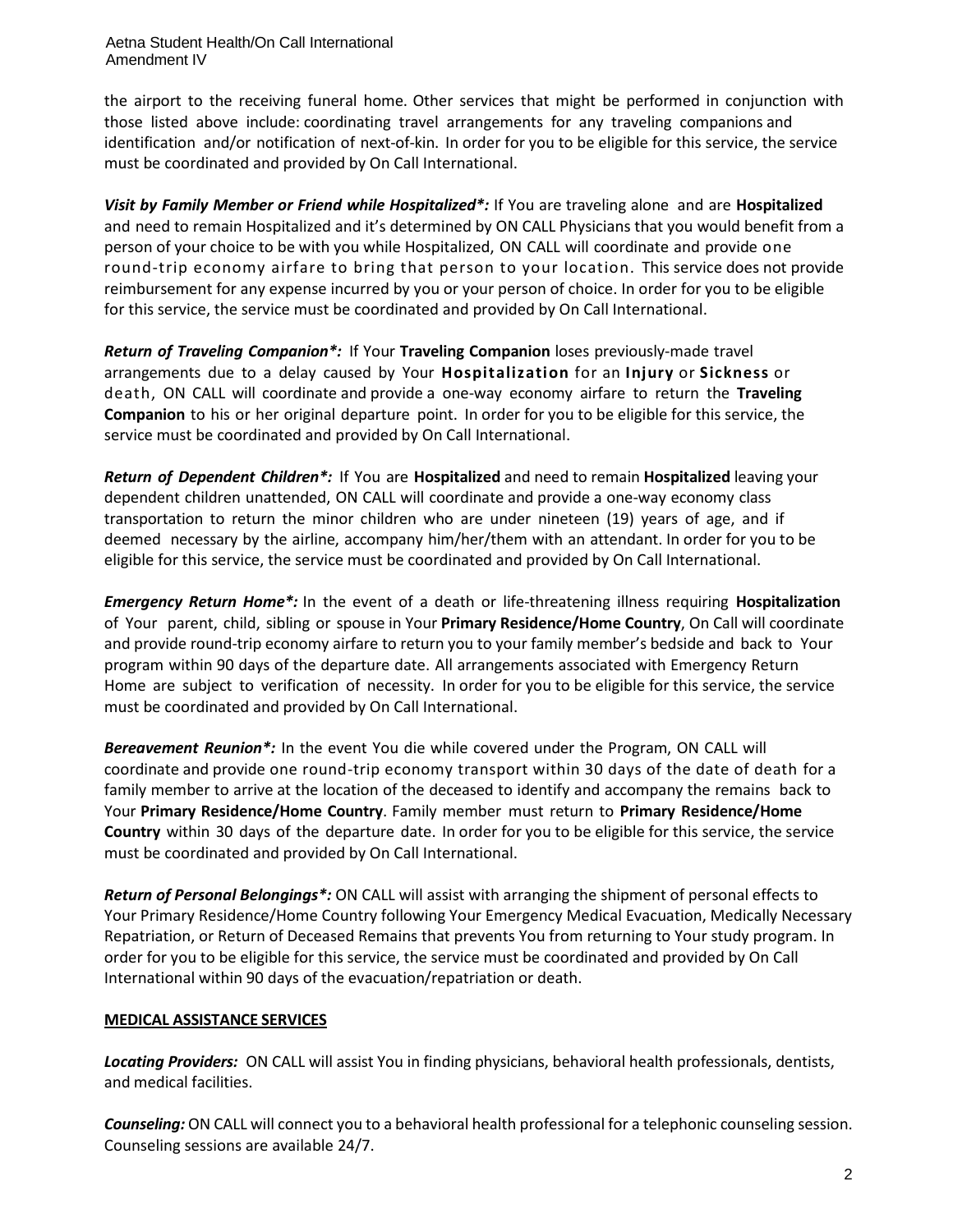the airport to the receiving funeral home. Other services that might be performed in conjunction with those listed above include: coordinating travel arrangements for any traveling companions and identification and/or notification of next-of-kin. In order for you to be eligible for this service, the service must be coordinated and provided by On Call International.

***Visit by Family Member or Friend while Hospitalized*:*** If You are traveling alone and are **Hospitalized** and need to remain Hospitalized and it's determined by ON CALL Physicians that you would benefit from a person of your choice to be with you while Hospitalized, ON CALL will coordinate and provide one round-trip economy airfare to bring that person to your location. This service does not provide reimbursement for any expense incurred by you or your person of choice. In order for you to be eligible for this service, the service must be coordinated and provided by On Call International.

***Return of Traveling Companion*:*** If Your **Traveling Companion** loses previously-made travel arrangements due to a delay caused by Your **Hospitalization** for an **Injury** or **Sickness** or death, ON CALL will coordinate and provide a one-way economy airfare to return the **Traveling Companion** to his or her original departure point. In order for you to be eligible for this service, the service must be coordinated and provided by On Call International.

***Return of Dependent Children*:*** If You are **Hospitalized** and need to remain **Hospitalized** leaving your dependent children unattended, ON CALL will coordinate and provide a one-way economy class transportation to return the minor children who are under nineteen (19) years of age, and if deemed necessary by the airline, accompany him/her/them with an attendant. In order for you to be eligible for this service, the service must be coordinated and provided by On Call International.

***Emergency Return Home*:*** In the event of a death or life-threatening illness requiring **Hospitalization** of Your parent, child, sibling or spouse in Your **Primary Residence/Home Country**, On Call will coordinate and provide round-trip economy airfare to return you to your family member's bedside and back to Your program within 90 days of the departure date. All arrangements associated with Emergency Return Home are subject to verification of necessity. In order for you to be eligible for this service, the service must be coordinated and provided by On Call International.

***Bereavement Reunion*:*** In the event You die while covered under the Program, ON CALL will coordinate and provide one round-trip economy transport within 30 days of the date of death for a family member to arrive at the location of the deceased to identify and accompany the remains back to Your **Primary Residence/Home Country**. Family member must return to **Primary Residence/Home Country** within 30 days of the departure date. In order for you to be eligible for this service, the service must be coordinated and provided by On Call International.

***Return of Personal Belongings*:*** ON CALL will assist with arranging the shipment of personal effects to Your Primary Residence/Home Country following Your Emergency Medical Evacuation, Medically Necessary Repatriation, or Return of Deceased Remains that prevents You from returning to Your study program. In order for you to be eligible for this service, the service must be coordinated and provided by On Call International within 90 days of the evacuation/repatriation or death.

**MEDICAL ASSISTANCE SERVICES**

***Locating Providers:*** ON CALL will assist You in finding physicians, behavioral health professionals, dentists, and medical facilities.

***Counseling:*** ON CALL will connect you to a behavioral health professional for a telephonic counseling session. Counseling sessions are available 24/7.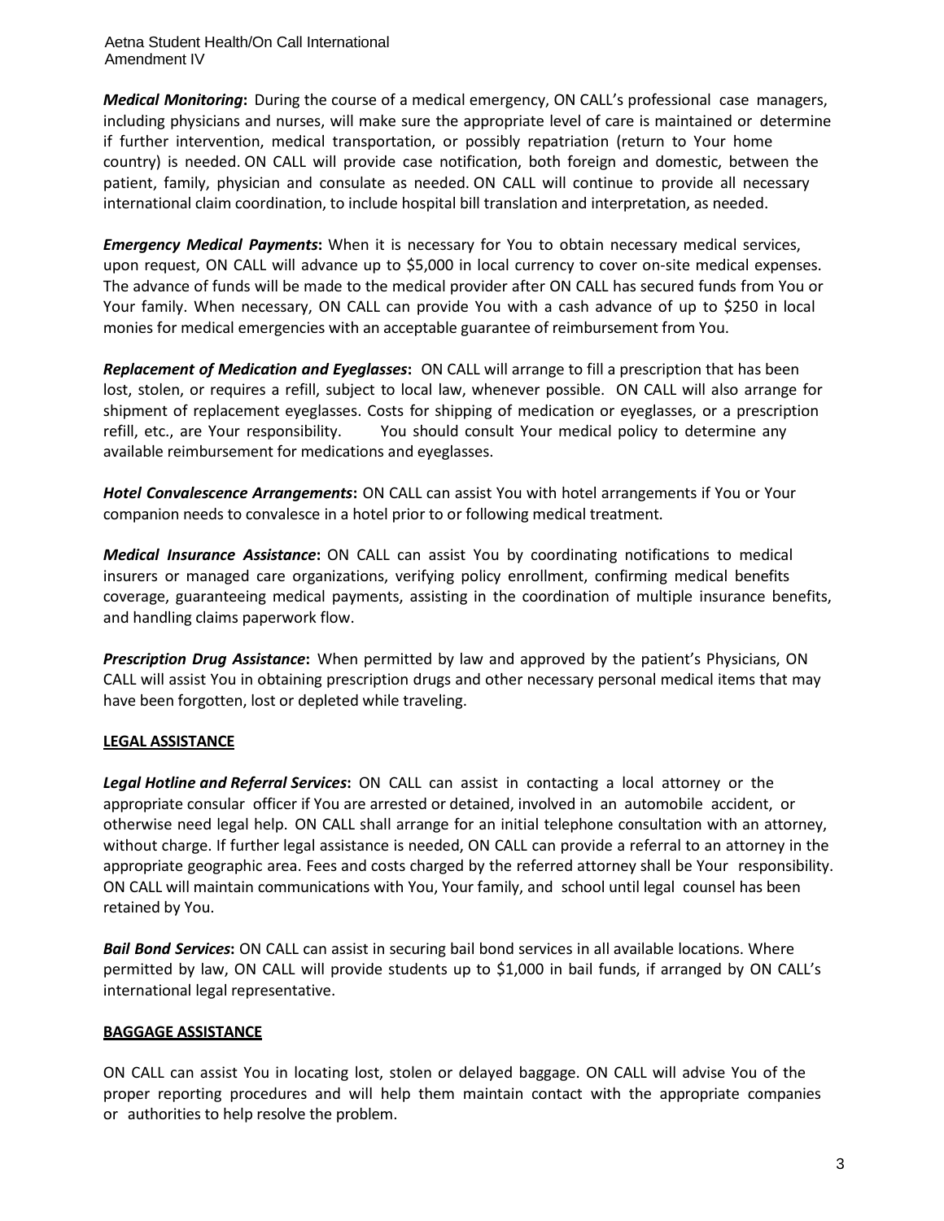***Medical Monitoring*:** During the course of a medical emergency, ON CALL's professional case managers, including physicians and nurses, will make sure the appropriate level of care is maintained or determine if further intervention, medical transportation, or possibly repatriation (return to Your home country) is needed. ON CALL will provide case notification, both foreign and domestic, between the patient, family, physician and consulate as needed. ON CALL will continue to provide all necessary international claim coordination, to include hospital bill translation and interpretation, as needed.

***Emergency Medical Payments*:** When it is necessary for You to obtain necessary medical services, upon request, ON CALL will advance up to $5,000 in local currency to cover on-site medical expenses. The advance of funds will be made to the medical provider after ON CALL has secured funds from You or Your family. When necessary, ON CALL can provide You with a cash advance of up to $250 in local monies for medical emergencies with an acceptable guarantee of reimbursement from You.

***Replacement of Medication and Eyeglasses*:** ON CALL will arrange to fill a prescription that has been lost, stolen, or requires a refill, subject to local law, whenever possible. ON CALL will also arrange for shipment of replacement eyeglasses. Costs for shipping of medication or eyeglasses, or a prescription refill, etc., are Your responsibility. You should consult Your medical policy to determine any available reimbursement for medications and eyeglasses.

***Hotel Convalescence Arrangements*:** ON CALL can assist You with hotel arrangements if You or Your companion needs to convalesce in a hotel prior to or following medical treatment.

***Medical Insurance Assistance*:** ON CALL can assist You by coordinating notifications to medical insurers or managed care organizations, verifying policy enrollment, confirming medical benefits coverage, guaranteeing medical payments, assisting in the coordination of multiple insurance benefits, and handling claims paperwork flow.

***Prescription Drug Assistance*:** When permitted by law and approved by the patient's Physicians, ON CALL will assist You in obtaining prescription drugs and other necessary personal medical items that may have been forgotten, lost or depleted while traveling.

**LEGAL ASSISTANCE**

***Legal Hotline and Referral Services*:** ON CALL can assist in contacting a local attorney or the appropriate consular officer if You are arrested or detained, involved in an automobile accident, or otherwise need legal help. ON CALL shall arrange for an initial telephone consultation with an attorney, without charge. If further legal assistance is needed, ON CALL can provide a referral to an attorney in the appropriate geographic area. Fees and costs charged by the referred attorney shall be Your responsibility. ON CALL will maintain communications with You, Your family, and school until legal counsel has been retained by You.

***Bail Bond Services*:** ON CALL can assist in securing bail bond services in all available locations. Where permitted by law, ON CALL will provide students up to $1,000 in bail funds, if arranged by ON CALL's international legal representative.

**BAGGAGE ASSISTANCE**

ON CALL can assist You in locating lost, stolen or delayed baggage. ON CALL will advise You of the proper reporting procedures and will help them maintain contact with the appropriate companies or authorities to help resolve the problem.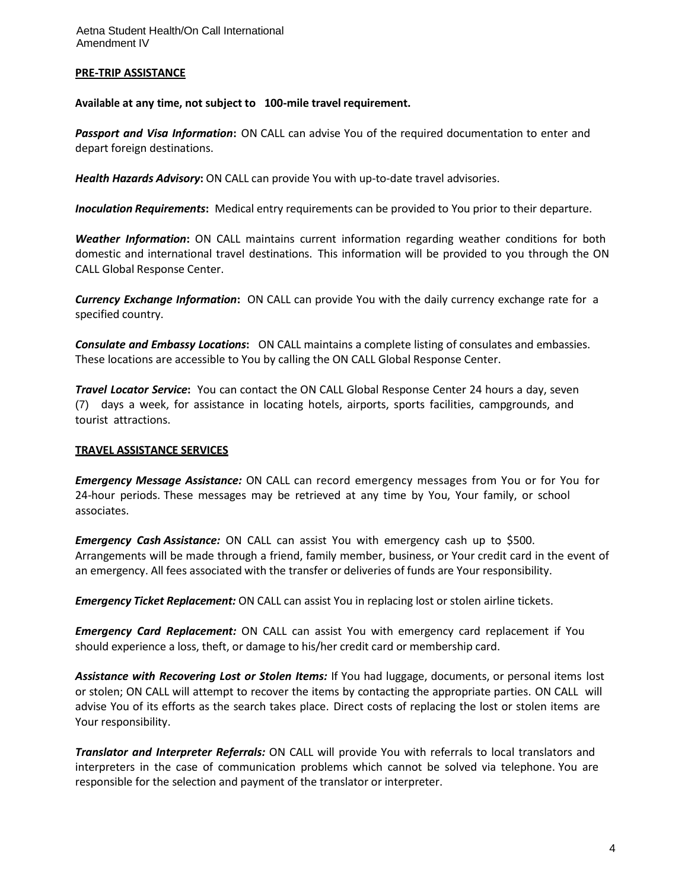**PRE-TRIP ASSISTANCE**

**Available at any time, not subject to 100-mile travel requirement.**

***Passport and Visa Information*:** ON CALL can advise You of the required documentation to enter and depart foreign destinations.

***Health Hazards Advisory*:** ON CALL can provide You with up-to-date travel advisories.

***Inoculation Requirements*:** Medical entry requirements can be provided to You prior to their departure.

***Weather Information*:** ON CALL maintains current information regarding weather conditions for both domestic and international travel destinations. This information will be provided to you through the ON CALL Global Response Center.

***Currency Exchange Information*:** ON CALL can provide You with the daily currency exchange rate for a specified country.

***Consulate and Embassy Locations*:** ON CALL maintains a complete listing of consulates and embassies. These locations are accessible to You by calling the ON CALL Global Response Center.

***Travel Locator Service*:** You can contact the ON CALL Global Response Center 24 hours a day, seven (7) days a week, for assistance in locating hotels, airports, sports facilities, campgrounds, and tourist attractions.

**TRAVEL ASSISTANCE SERVICES**

***Emergency Message Assistance:*** ON CALL can record emergency messages from You or for You for 24-hour periods. These messages may be retrieved at any time by You, Your family, or school associates.

***Emergency Cash Assistance:*** ON CALL can assist You with emergency cash up to $500. Arrangements will be made through a friend, family member, business, or Your credit card in the event of an emergency. All fees associated with the transfer or deliveries of funds are Your responsibility.

***Emergency Ticket Replacement:*** ON CALL can assist You in replacing lost or stolen airline tickets.

***Emergency Card Replacement:*** ON CALL can assist You with emergency card replacement if You should experience a loss, theft, or damage to his/her credit card or membership card.

***Assistance with Recovering Lost or Stolen Items:*** If You had luggage, documents, or personal items lost or stolen; ON CALL will attempt to recover the items by contacting the appropriate parties. ON CALL will advise You of its efforts as the search takes place. Direct costs of replacing the lost or stolen items are Your responsibility.

***Translator and Interpreter Referrals:*** ON CALL will provide You with referrals to local translators and interpreters in the case of communication problems which cannot be solved via telephone. You are responsible for the selection and payment of the translator or interpreter.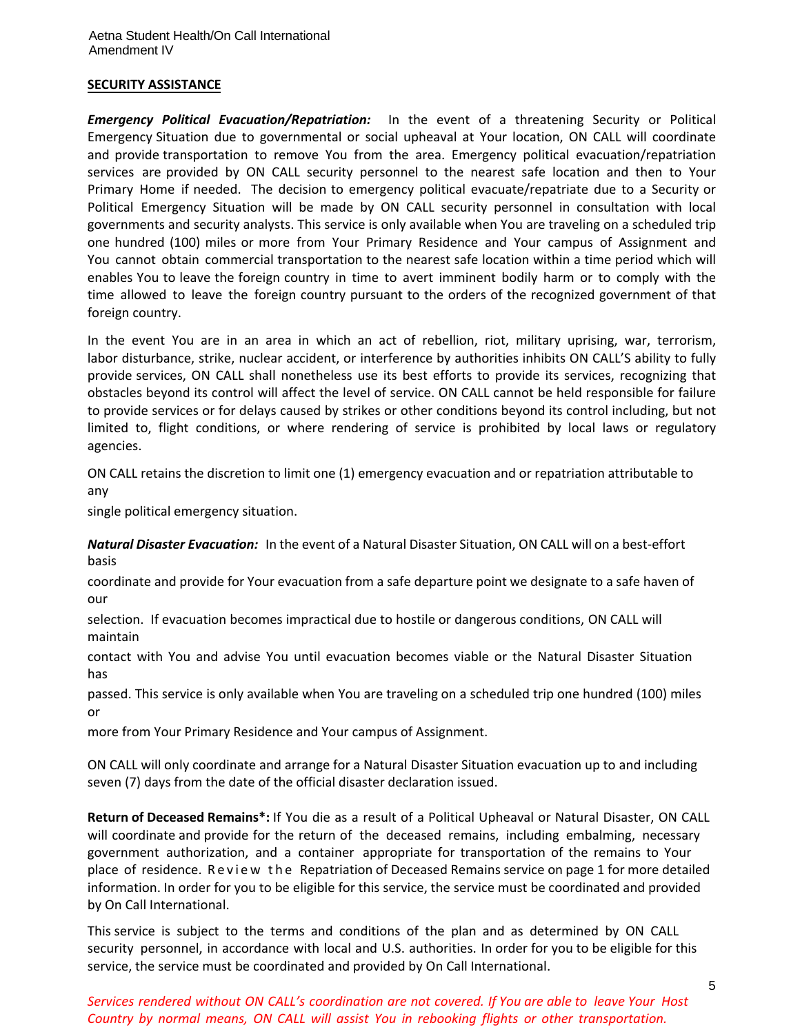**SECURITY ASSISTANCE**

***Emergency Political Evacuation/Repatriation:*** In the event of a threatening Security or Political Emergency Situation due to governmental or social upheaval at Your location, ON CALL will coordinate and provide transportation to remove You from the area. Emergency political evacuation/repatriation services are provided by ON CALL security personnel to the nearest safe location and then to Your Primary Home if needed. The decision to emergency political evacuate/repatriate due to a Security or Political Emergency Situation will be made by ON CALL security personnel in consultation with local governments and security analysts. This service is only available when You are traveling on a scheduled trip one hundred (100) miles or more from Your Primary Residence and Your campus of Assignment and You cannot obtain commercial transportation to the nearest safe location within a time period which will enables You to leave the foreign country in time to avert imminent bodily harm or to comply with the time allowed to leave the foreign country pursuant to the orders of the recognized government of that foreign country.

In the event You are in an area in which an act of rebellion, riot, military uprising, war, terrorism, labor disturbance, strike, nuclear accident, or interference by authorities inhibits ON CALL'S ability to fully provide services, ON CALL shall nonetheless use its best efforts to provide its services, recognizing that obstacles beyond its control will affect the level of service. ON CALL cannot be held responsible for failure to provide services or for delays caused by strikes or other conditions beyond its control including, but not limited to, flight conditions, or where rendering of service is prohibited by local laws or regulatory agencies.

ON CALL retains the discretion to limit one (1) emergency evacuation and or repatriation attributable to any single political emergency situation.

***Natural Disaster Evacuation:*** In the event of a Natural Disaster Situation, ON CALL will on a best-effort basis coordinate and provide for Your evacuation from a safe departure point we designate to a safe haven of our selection. If evacuation becomes impractical due to hostile or dangerous conditions, ON CALL will maintain contact with You and advise You until evacuation becomes viable or the Natural Disaster Situation has passed. This service is only available when You are traveling on a scheduled trip one hundred (100) miles or more from Your Primary Residence and Your campus of Assignment.

ON CALL will only coordinate and arrange for a Natural Disaster Situation evacuation up to and including seven (7) days from the date of the official disaster declaration issued.

**Return of Deceased Remains*:** If You die as a result of a Political Upheaval or Natural Disaster, ON CALL will coordinate and provide for the return of the deceased remains, including embalming, necessary government authorization, and a container appropriate for transportation of the remains to Your place of residence. Review the Repatriation of Deceased Remains service on page 1 for more detailed information. In order for you to be eligible for this service, the service must be coordinated and provided by On Call International.

This service is subject to the terms and conditions of the plan and as determined by ON CALL security personnel, in accordance with local and U.S. authorities. In order for you to be eligible for this service, the service must be coordinated and provided by On Call International.

*Services rendered without ON CALL's coordination are not covered. If You are able to leave Your Host Country by normal means, ON CALL will assist You in rebooking flights or other transportation.*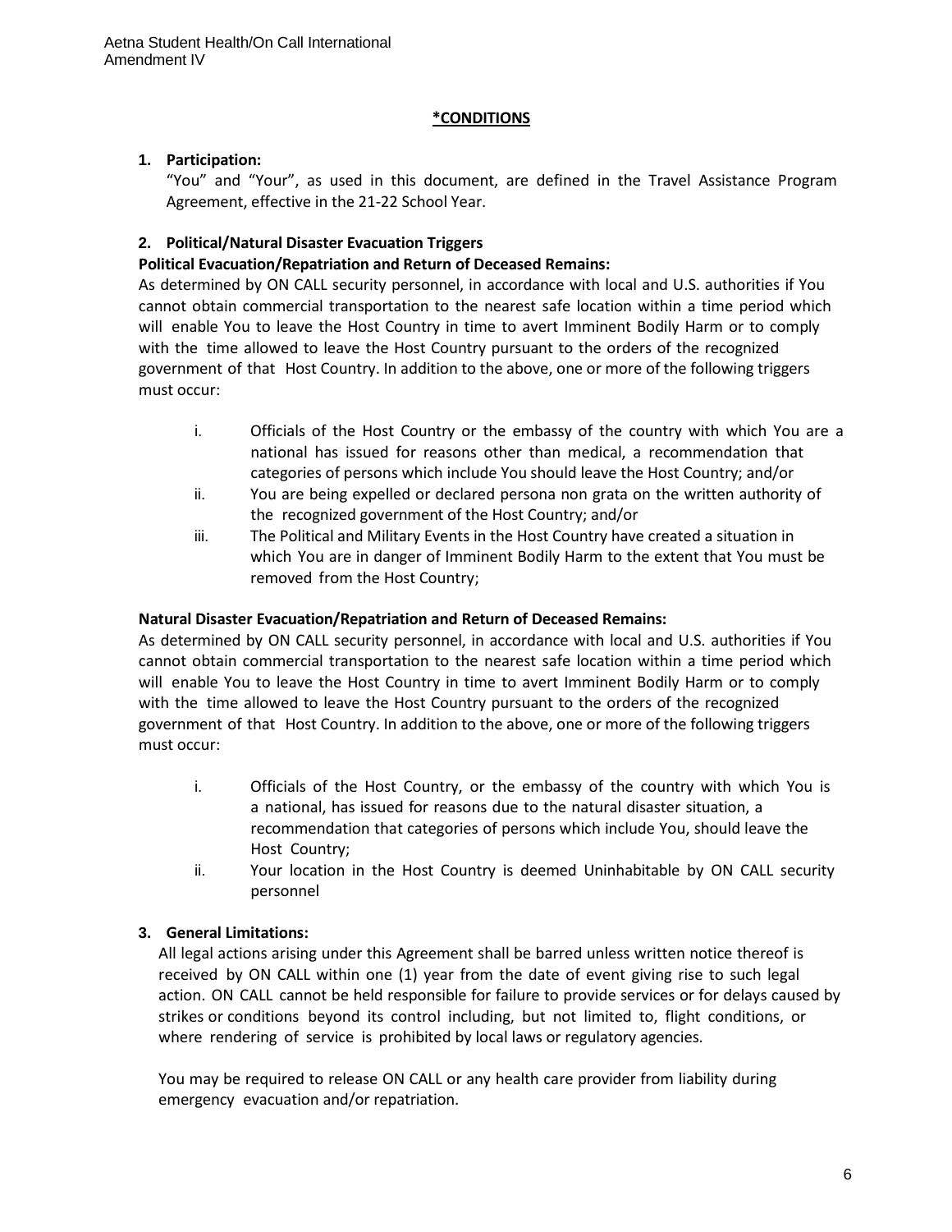## *CONDITIONS

1. **Participation:**
   "You" and "Your", as used in this document, are defined in the Travel Assistance Program Agreement, effective in the 21-22 School Year.

2. **Political/Natural Disaster Evacuation Triggers**

**Political Evacuation/Repatriation and Return of Deceased Remains:**

As determined by ON CALL security personnel, in accordance with local and U.S. authorities if You cannot obtain commercial transportation to the nearest safe location within a time period which will enable You to leave the Host Country in time to avert Imminent Bodily Harm or to comply with the time allowed to leave the Host Country pursuant to the orders of the recognized government of that Host Country. In addition to the above, one or more of the following triggers must occur:

i. Officials of the Host Country or the embassy of the country with which You are a national has issued for reasons other than medical, a recommendation that categories of persons which include You should leave the Host Country; and/or

ii. You are being expelled or declared persona non grata on the written authority of the recognized government of the Host Country; and/or

iii. The Political and Military Events in the Host Country have created a situation in which You are in danger of Imminent Bodily Harm to the extent that You must be removed from the Host Country;

**Natural Disaster Evacuation/Repatriation and Return of Deceased Remains:**

As determined by ON CALL security personnel, in accordance with local and U.S. authorities if You cannot obtain commercial transportation to the nearest safe location within a time period which will enable You to leave the Host Country in time to avert Imminent Bodily Harm or to comply with the time allowed to leave the Host Country pursuant to the orders of the recognized government of that Host Country. In addition to the above, one or more of the following triggers must occur:

i. Officials of the Host Country, or the embassy of the country with which You is a national, has issued for reasons due to the natural disaster situation, a recommendation that categories of persons which include You, should leave the Host Country;

ii. Your location in the Host Country is deemed Uninhabitable by ON CALL security personnel

3. **General Limitations:**
   All legal actions arising under this Agreement shall be barred unless written notice thereof is received by ON CALL within one (1) year from the date of event giving rise to such legal action. ON CALL cannot be held responsible for failure to provide services or for delays caused by strikes or conditions beyond its control including, but not limited to, flight conditions, or where rendering of service is prohibited by local laws or regulatory agencies.

   You may be required to release ON CALL or any health care provider from liability during emergency evacuation and/or repatriation.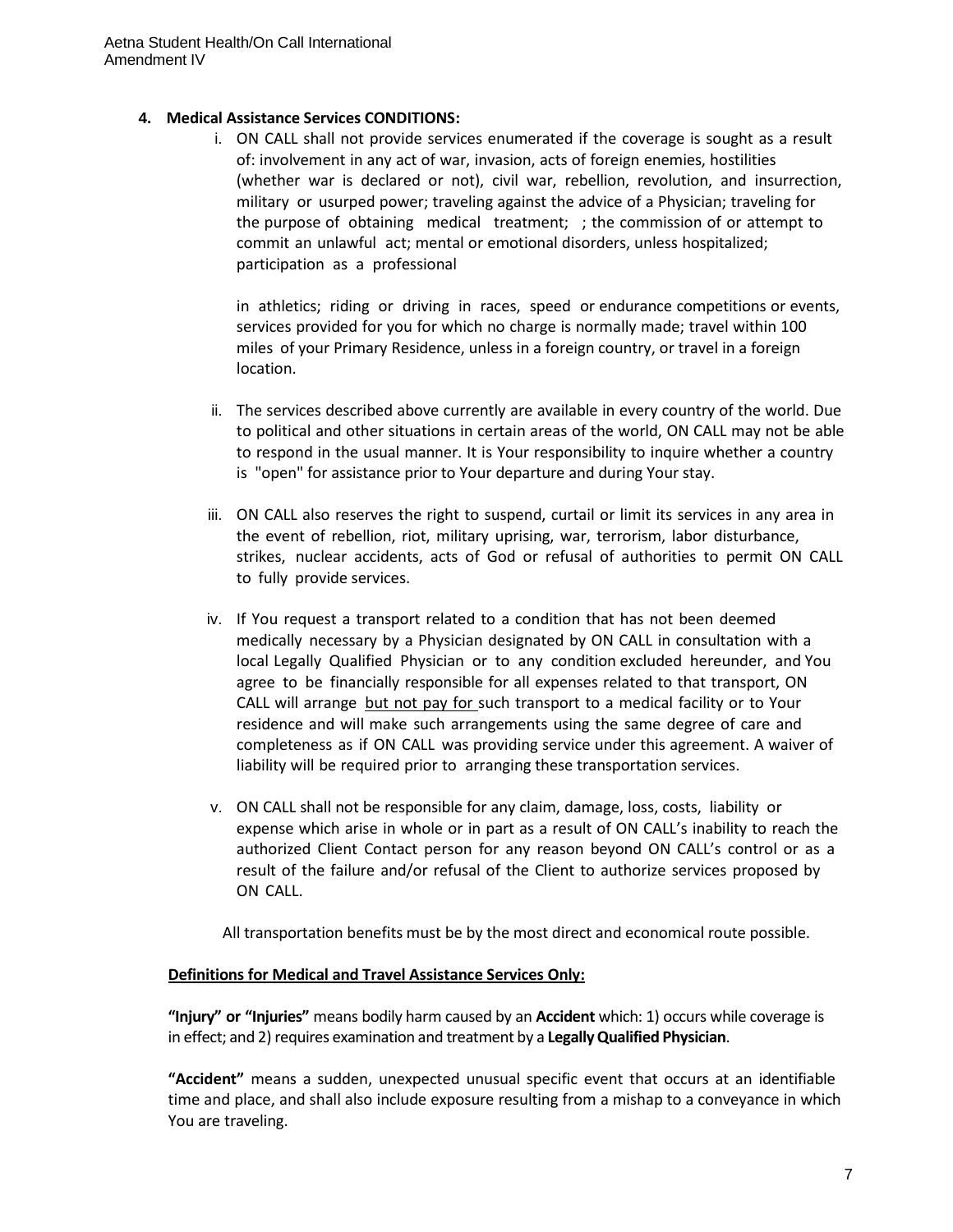## 4. Medical Assistance Services CONDITIONS:

i. ON CALL shall not provide services enumerated if the coverage is sought as a result of: involvement in any act of war, invasion, acts of foreign enemies, hostilities (whether war is declared or not), civil war, rebellion, revolution, and insurrection, military or usurped power; traveling against the advice of a Physician; traveling for the purpose of obtaining medical treatment; ; the commission of or attempt to commit an unlawful act; mental or emotional disorders, unless hospitalized; participation as a professional

in athletics; riding or driving in races, speed or endurance competitions or events, services provided for you for which no charge is normally made; travel within 100 miles of your Primary Residence, unless in a foreign country, or travel in a foreign location.

ii. The services described above currently are available in every country of the world. Due to political and other situations in certain areas of the world, ON CALL may not be able to respond in the usual manner. It is Your responsibility to inquire whether a country is "open" for assistance prior to Your departure and during Your stay.

iii. ON CALL also reserves the right to suspend, curtail or limit its services in any area in the event of rebellion, riot, military uprising, war, terrorism, labor disturbance, strikes, nuclear accidents, acts of God or refusal of authorities to permit ON CALL to fully provide services.

iv. If You request a transport related to a condition that has not been deemed medically necessary by a Physician designated by ON CALL in consultation with a local Legally Qualified Physician or to any condition excluded hereunder, and You agree to be financially responsible for all expenses related to that transport, ON CALL will arrange <u>but not pay for</u> such transport to a medical facility or to Your residence and will make such arrangements using the same degree of care and completeness as if ON CALL was providing service under this agreement. A waiver of liability will be required prior to arranging these transportation services.

v. ON CALL shall not be responsible for any claim, damage, loss, costs, liability or expense which arise in whole or in part as a result of ON CALL's inability to reach the authorized Client Contact person for any reason beyond ON CALL's control or as a result of the failure and/or refusal of the Client to authorize services proposed by ON CALL.

All transportation benefits must be by the most direct and economical route possible.

**<u>Definitions for Medical and Travel Assistance Services Only:</u>**

**"Injury" or "Injuries"** means bodily harm caused by an **Accident** which: 1) occurs while coverage is in effect; and 2) requires examination and treatment by a **Legally Qualified Physician**.

**"Accident"** means a sudden, unexpected unusual specific event that occurs at an identifiable time and place, and shall also include exposure resulting from a mishap to a conveyance in which You are traveling.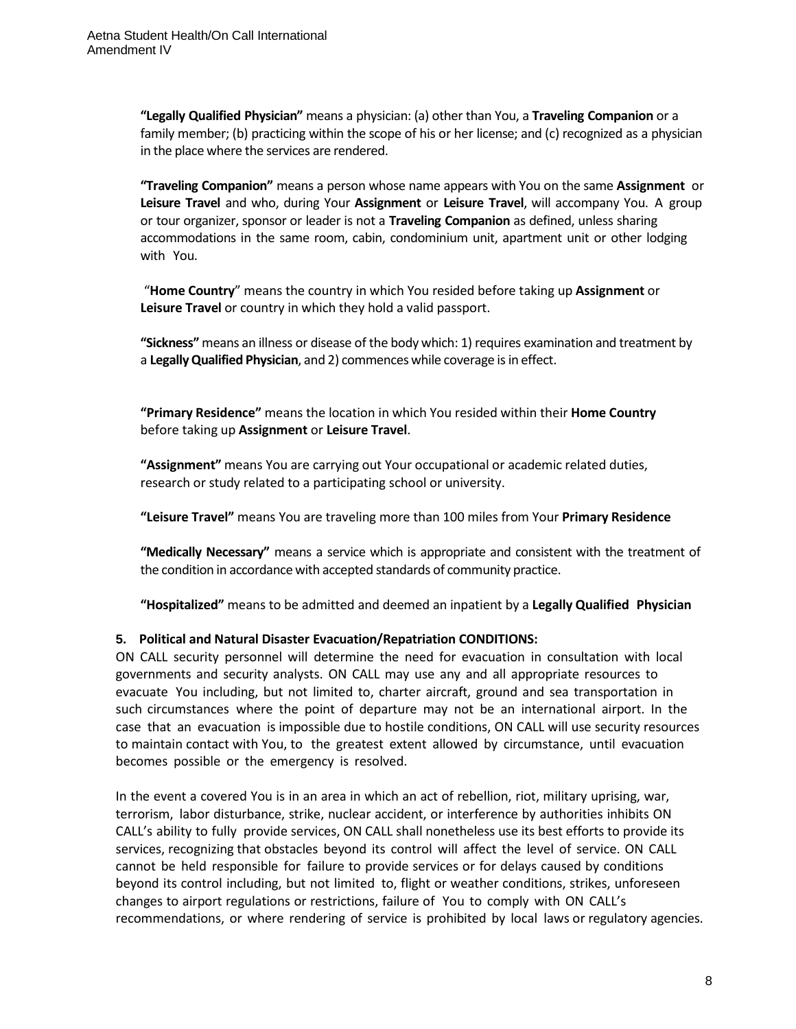**"Legally Qualified Physician"** means a physician: (a) other than You, a **Traveling Companion** or a family member; (b) practicing within the scope of his or her license; and (c) recognized as a physician in the place where the services are rendered.

**"Traveling Companion"** means a person whose name appears with You on the same **Assignment** or **Leisure Travel** and who, during Your **Assignment** or **Leisure Travel**, will accompany You. A group or tour organizer, sponsor or leader is not a **Traveling Companion** as defined, unless sharing accommodations in the same room, cabin, condominium unit, apartment unit or other lodging with You.

"**Home Country**" means the country in which You resided before taking up **Assignment** or **Leisure Travel** or country in which they hold a valid passport.

**"Sickness"** means an illness or disease of the body which: 1) requires examination and treatment by a **Legally Qualified Physician**, and 2) commences while coverage is in effect.

**"Primary Residence"** means the location in which You resided within their **Home Country** before taking up **Assignment** or **Leisure Travel**.

**"Assignment"** means You are carrying out Your occupational or academic related duties, research or study related to a participating school or university.

**"Leisure Travel"** means You are traveling more than 100 miles from Your **Primary Residence**

**"Medically Necessary"** means a service which is appropriate and consistent with the treatment of the condition in accordance with accepted standards of community practice.

**"Hospitalized"** means to be admitted and deemed an inpatient by a **Legally Qualified Physician**

**5. Political and Natural Disaster Evacuation/Repatriation CONDITIONS:**

ON CALL security personnel will determine the need for evacuation in consultation with local governments and security analysts. ON CALL may use any and all appropriate resources to evacuate You including, but not limited to, charter aircraft, ground and sea transportation in such circumstances where the point of departure may not be an international airport. In the case that an evacuation is impossible due to hostile conditions, ON CALL will use security resources to maintain contact with You, to the greatest extent allowed by circumstance, until evacuation becomes possible or the emergency is resolved.

In the event a covered You is in an area in which an act of rebellion, riot, military uprising, war, terrorism, labor disturbance, strike, nuclear accident, or interference by authorities inhibits ON CALL's ability to fully provide services, ON CALL shall nonetheless use its best efforts to provide its services, recognizing that obstacles beyond its control will affect the level of service. ON CALL cannot be held responsible for failure to provide services or for delays caused by conditions beyond its control including, but not limited to, flight or weather conditions, strikes, unforeseen changes to airport regulations or restrictions, failure of You to comply with ON CALL's recommendations, or where rendering of service is prohibited by local laws or regulatory agencies.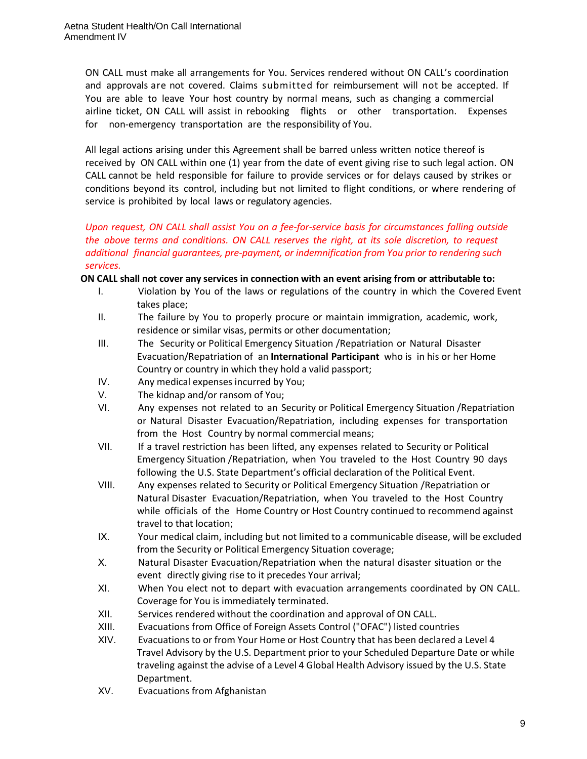ON CALL must make all arrangements for You. Services rendered without ON CALL's coordination and approvals are not covered. Claims submitted for reimbursement will not be accepted. If You are able to leave Your host country by normal means, such as changing a commercial airline ticket, ON CALL will assist in rebooking flights or other transportation. Expenses for non-emergency transportation are the responsibility of You.

All legal actions arising under this Agreement shall be barred unless written notice thereof is received by ON CALL within one (1) year from the date of event giving rise to such legal action. ON CALL cannot be held responsible for failure to provide services or for delays caused by strikes or conditions beyond its control, including but not limited to flight conditions, or where rendering of service is prohibited by local laws or regulatory agencies.

*Upon request, ON CALL shall assist You on a fee-for-service basis for circumstances falling outside the above terms and conditions. ON CALL reserves the right, at its sole discretion, to request additional financial guarantees, pre-payment, or indemnification from You prior to rendering such services.*

**ON CALL shall not cover any services in connection with an event arising from or attributable to:**

I. Violation by You of the laws or regulations of the country in which the Covered Event takes place;

II. The failure by You to properly procure or maintain immigration, academic, work, residence or similar visas, permits or other documentation;

III. The Security or Political Emergency Situation /Repatriation or Natural Disaster Evacuation/Repatriation of an **International Participant** who is in his or her Home Country or country in which they hold a valid passport;

IV. Any medical expenses incurred by You;

V. The kidnap and/or ransom of You;

VI. Any expenses not related to an Security or Political Emergency Situation /Repatriation or Natural Disaster Evacuation/Repatriation, including expenses for transportation from the Host Country by normal commercial means;

VII. If a travel restriction has been lifted, any expenses related to Security or Political Emergency Situation /Repatriation, when You traveled to the Host Country 90 days following the U.S. State Department's official declaration of the Political Event.

VIII. Any expenses related to Security or Political Emergency Situation /Repatriation or Natural Disaster Evacuation/Repatriation, when You traveled to the Host Country while officials of the Home Country or Host Country continued to recommend against travel to that location;

IX. Your medical claim, including but not limited to a communicable disease, will be excluded from the Security or Political Emergency Situation coverage;

X. Natural Disaster Evacuation/Repatriation when the natural disaster situation or the event directly giving rise to it precedes Your arrival;

XI. When You elect not to depart with evacuation arrangements coordinated by ON CALL. Coverage for You is immediately terminated.

XII. Services rendered without the coordination and approval of ON CALL.

XIII. Evacuations from Office of Foreign Assets Control ("OFAC") listed countries

XIV. Evacuations to or from Your Home or Host Country that has been declared a Level 4 Travel Advisory by the U.S. Department prior to your Scheduled Departure Date or while traveling against the advise of a Level 4 Global Health Advisory issued by the U.S. State Department.

XV. Evacuations from Afghanistan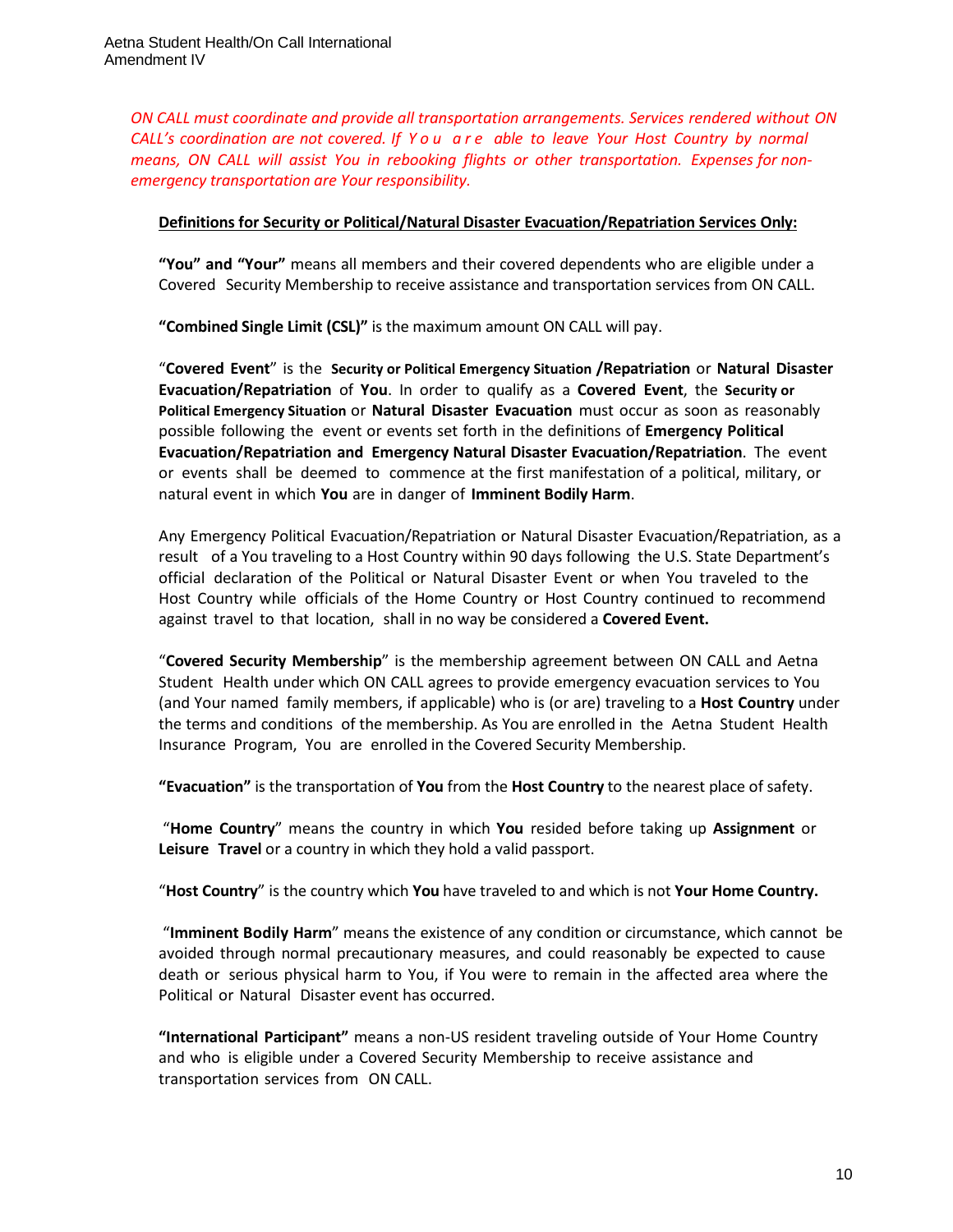*ON CALL must coordinate and provide all transportation arrangements. Services rendered without ON CALL's coordination are not covered. If You are able to leave Your Host Country by normal means, ON CALL will assist You in rebooking flights or other transportation. Expenses for non-emergency transportation are Your responsibility.*

**Definitions for Security or Political/Natural Disaster Evacuation/Repatriation Services Only:**

**"You" and "Your"** means all members and their covered dependents who are eligible under a Covered Security Membership to receive assistance and transportation services from ON CALL.

**"Combined Single Limit (CSL)"** is the maximum amount ON CALL will pay.

"**Covered Event**" is the **Security or Political Emergency Situation /Repatriation** or **Natural Disaster Evacuation/Repatriation** of **You**. In order to qualify as a **Covered Event**, the **Security or Political Emergency Situation** or **Natural Disaster Evacuation** must occur as soon as reasonably possible following the event or events set forth in the definitions of **Emergency Political Evacuation/Repatriation and Emergency Natural Disaster Evacuation/Repatriation**. The event or events shall be deemed to commence at the first manifestation of a political, military, or natural event in which **You** are in danger of **Imminent Bodily Harm**.

Any Emergency Political Evacuation/Repatriation or Natural Disaster Evacuation/Repatriation, as a result of a You traveling to a Host Country within 90 days following the U.S. State Department's official declaration of the Political or Natural Disaster Event or when You traveled to the Host Country while officials of the Home Country or Host Country continued to recommend against travel to that location, shall in no way be considered a **Covered Event.**

"**Covered Security Membership**" is the membership agreement between ON CALL and Aetna Student Health under which ON CALL agrees to provide emergency evacuation services to You (and Your named family members, if applicable) who is (or are) traveling to a **Host Country** under the terms and conditions of the membership. As You are enrolled in the Aetna Student Health Insurance Program, You are enrolled in the Covered Security Membership.

**"Evacuation"** is the transportation of **You** from the **Host Country** to the nearest place of safety.

"**Home Country**" means the country in which **You** resided before taking up **Assignment** or **Leisure Travel** or a country in which they hold a valid passport.

"**Host Country**" is the country which **You** have traveled to and which is not **Your Home Country.**

"**Imminent Bodily Harm**" means the existence of any condition or circumstance, which cannot be avoided through normal precautionary measures, and could reasonably be expected to cause death or serious physical harm to You, if You were to remain in the affected area where the Political or Natural Disaster event has occurred.

**"International Participant"** means a non-US resident traveling outside of Your Home Country and who is eligible under a Covered Security Membership to receive assistance and transportation services from ON CALL.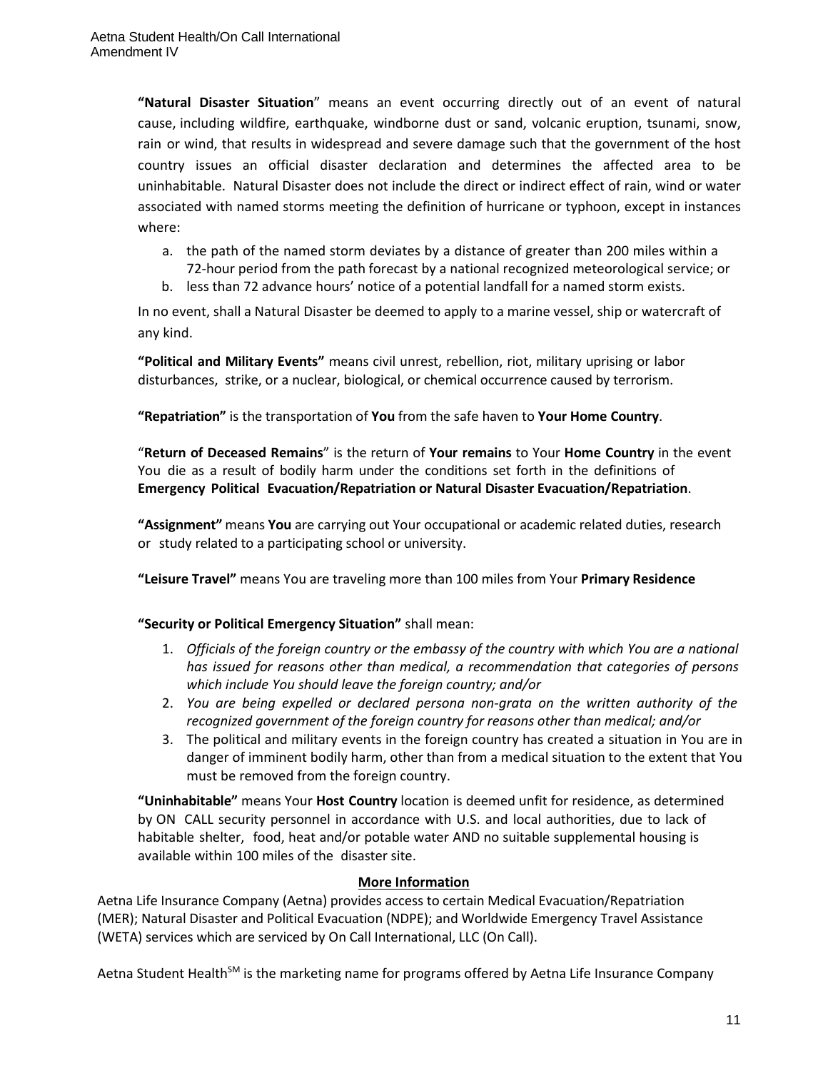**"Natural Disaster Situation**" means an event occurring directly out of an event of natural cause, including wildfire, earthquake, windborne dust or sand, volcanic eruption, tsunami, snow, rain or wind, that results in widespread and severe damage such that the government of the host country issues an official disaster declaration and determines the affected area to be uninhabitable. Natural Disaster does not include the direct or indirect effect of rain, wind or water associated with named storms meeting the definition of hurricane or typhoon, except in instances where:

a. the path of the named storm deviates by a distance of greater than 200 miles within a 72-hour period from the path forecast by a national recognized meteorological service; or
b. less than 72 advance hours' notice of a potential landfall for a named storm exists.

In no event, shall a Natural Disaster be deemed to apply to a marine vessel, ship or watercraft of any kind.

**"Political and Military Events"** means civil unrest, rebellion, riot, military uprising or labor disturbances, strike, or a nuclear, biological, or chemical occurrence caused by terrorism.

**"Repatriation"** is the transportation of **You** from the safe haven to **Your Home Country**.

"**Return of Deceased Remains**" is the return of **Your remains** to Your **Home Country** in the event You die as a result of bodily harm under the conditions set forth in the definitions of **Emergency Political Evacuation/Repatriation or Natural Disaster Evacuation/Repatriation**.

**"Assignment"** means **You** are carrying out Your occupational or academic related duties, research or study related to a participating school or university.

**"Leisure Travel"** means You are traveling more than 100 miles from Your **Primary Residence**

**"Security or Political Emergency Situation"** shall mean:

1. *Officials of the foreign country or the embassy of the country with which You are a national has issued for reasons other than medical, a recommendation that categories of persons which include You should leave the foreign country; and/or*
2. *You are being expelled or declared persona non-grata on the written authority of the recognized government of the foreign country for reasons other than medical; and/or*
3. The political and military events in the foreign country has created a situation in You are in danger of imminent bodily harm, other than from a medical situation to the extent that You must be removed from the foreign country.

**"Uninhabitable"** means Your **Host Country** location is deemed unfit for residence, as determined by ON CALL security personnel in accordance with U.S. and local authorities, due to lack of habitable shelter, food, heat and/or potable water AND no suitable supplemental housing is available within 100 miles of the disaster site.

## More Information

Aetna Life Insurance Company (Aetna) provides access to certain Medical Evacuation/Repatriation (MER); Natural Disaster and Political Evacuation (NDPE); and Worldwide Emergency Travel Assistance (WETA) services which are serviced by On Call International, LLC (On Call).

Aetna Student Health℠ is the marketing name for programs offered by Aetna Life Insurance Company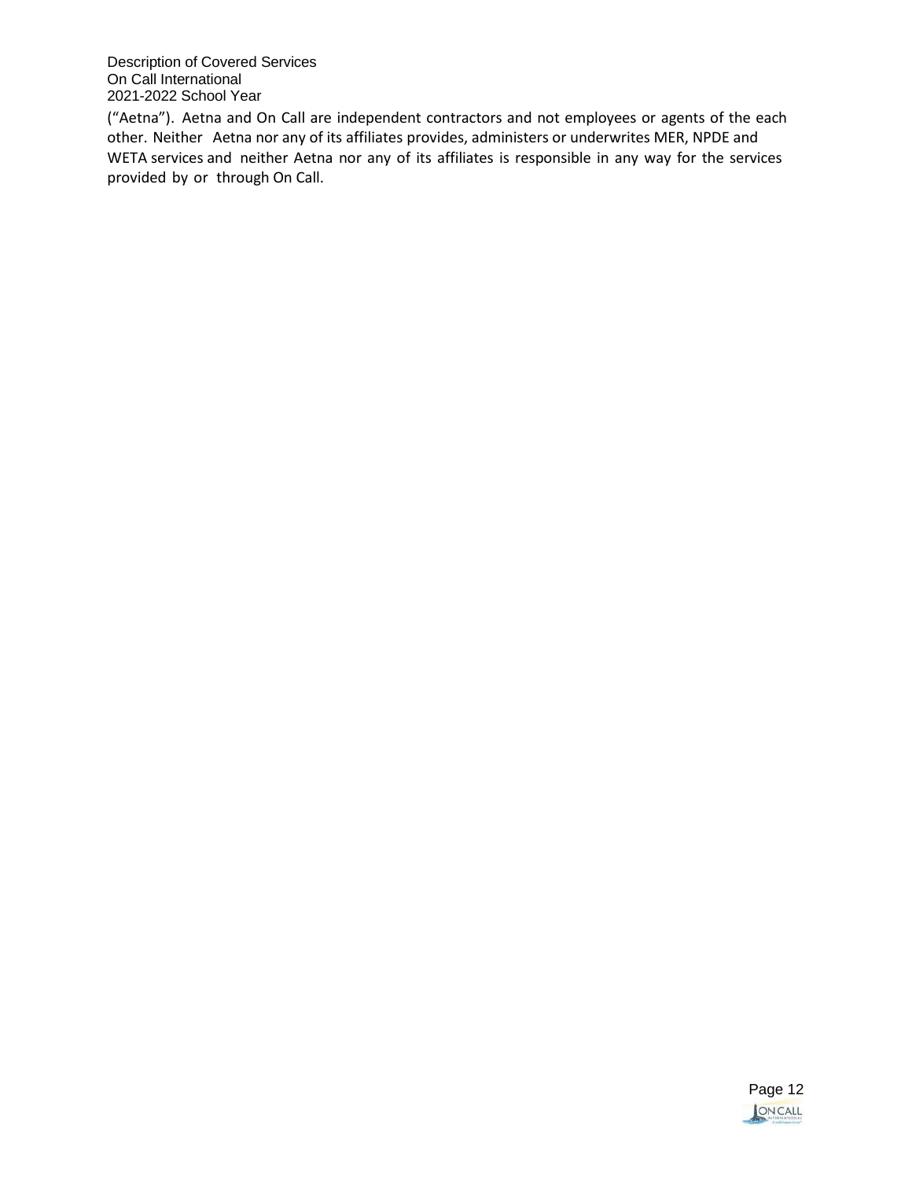("Aetna"). Aetna and On Call are independent contractors and not employees or agents of the each other. Neither Aetna nor any of its affiliates provides, administers or underwrites MER, NPDE and WETA services and neither Aetna nor any of its affiliates is responsible in any way for the services provided by or through On Call.